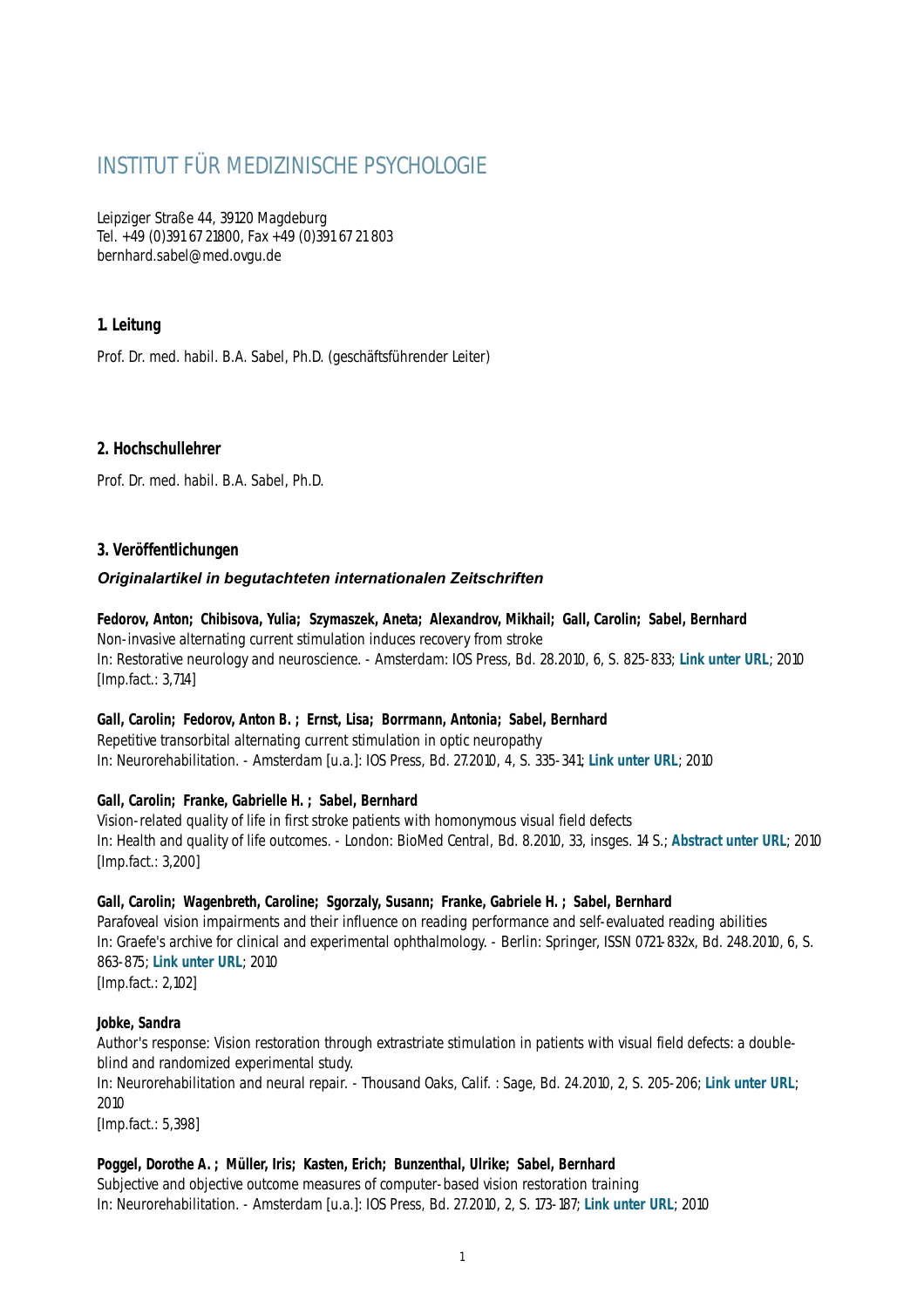# INSTITUT FÜR MEDIZINISCHE PSYCHOLOGIE

Leipziger Straße 44, 39120 Magdeburg
Tel. +49 (0)391 67 21800, Fax +49 (0)391 67 21 803
bernhard.sabel@med.ovgu.de

## 1. Leitung

Prof. Dr. med. habil. B.A. Sabel, Ph.D. (geschäftsführender Leiter)

## 2. Hochschullehrer

Prof. Dr. med. habil. B.A. Sabel, Ph.D.

## 3. Veröffentlichungen

### *Originalartikel in begutachteten internationalen Zeitschriften*

**Fedorov, Anton; Chibisova, Yulia; Szymaszek, Aneta; Alexandrov, Mikhail; Gall, Carolin; Sabel, Bernhard**
Non-invasive alternating current stimulation induces recovery from stroke
In: Restorative neurology and neuroscience. - Amsterdam: IOS Press, Bd. 28.2010, 6, S. 825-833; **Link unter URL**; 2010
[Imp.fact.: 3,714]

**Gall, Carolin; Fedorov, Anton B. ; Ernst, Lisa; Borrmann, Antonia; Sabel, Bernhard**
Repetitive transorbital alternating current stimulation in optic neuropathy
In: Neurorehabilitation. - Amsterdam [u.a.]: IOS Press, Bd. 27.2010, 4, S. 335-341; **Link unter URL**; 2010

**Gall, Carolin; Franke, Gabrielle H. ; Sabel, Bernhard**
Vision-related quality of life in first stroke patients with homonymous visual field defects
In: Health and quality of life outcomes. - London: BioMed Central, Bd. 8.2010, 33, insges. 14 S.; **Abstract unter URL**; 2010
[Imp.fact.: 3,200]

**Gall, Carolin; Wagenbreth, Caroline; Sgorzaly, Susann; Franke, Gabriele H. ; Sabel, Bernhard**
Parafoveal vision impairments and their influence on reading performance and self-evaluated reading abilities
In: Graefe's archive for clinical and experimental ophthalmology. - Berlin: Springer, ISSN 0721-832x, Bd. 248.2010, 6, S. 863-875; **Link unter URL**; 2010
[Imp.fact.: 2,102]

**Jobke, Sandra**
Author's response: Vision restoration through extrastriate stimulation in patients with visual field defects: a double-blind and randomized experimental study.
In: Neurorehabilitation and neural repair. - Thousand Oaks, Calif. : Sage, Bd. 24.2010, 2, S. 205-206; **Link unter URL**; 2010
[Imp.fact.: 5,398]

**Poggel, Dorothe A. ; Müller, Iris; Kasten, Erich; Bunzenthal, Ulrike; Sabel, Bernhard**
Subjective and objective outcome measures of computer-based vision restoration training
In: Neurorehabilitation. - Amsterdam [u.a.]: IOS Press, Bd. 27.2010, 2, S. 173-187; **Link unter URL**; 2010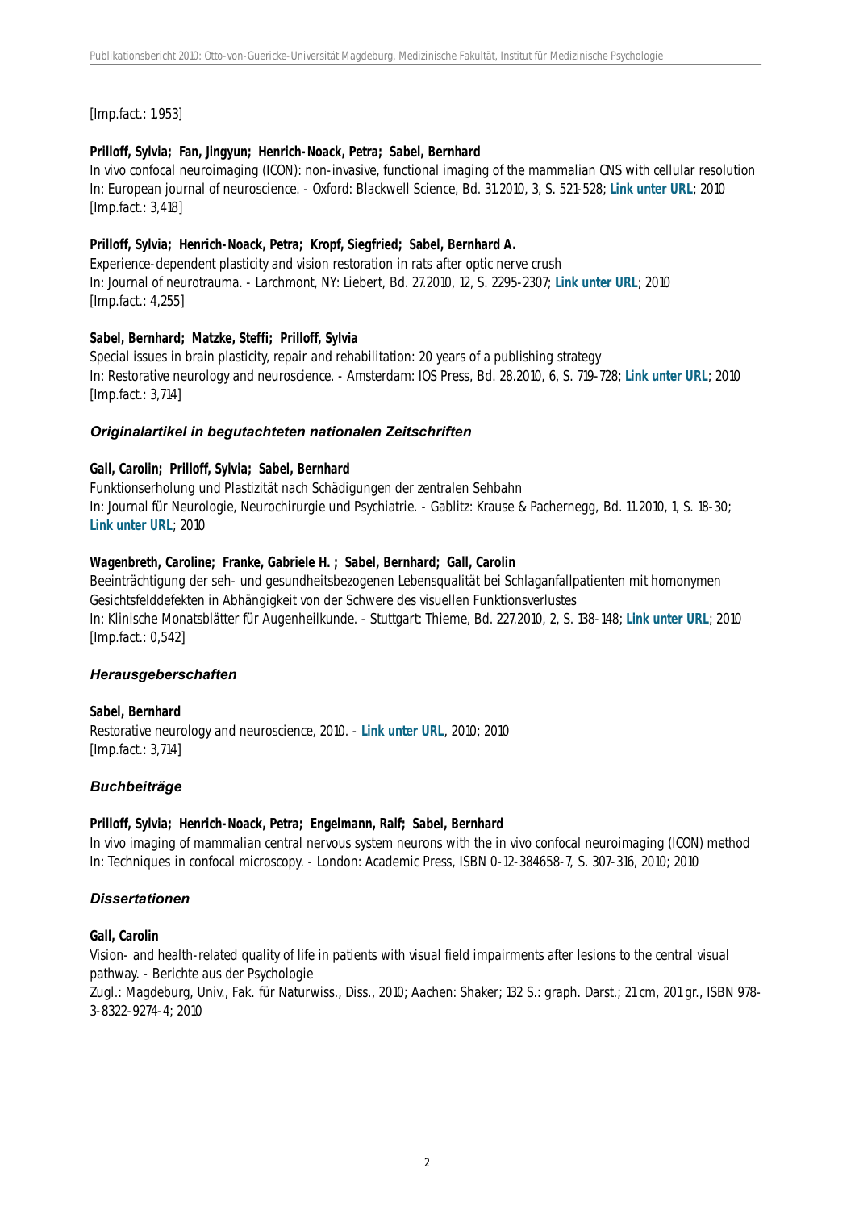[Imp.fact.: 1,953]

**Prilloff, Sylvia; Fan, Jingyun; Henrich-Noack, Petra; Sabel, Bernhard**
In vivo confocal neuroimaging (ICON): non-invasive, functional imaging of the mammalian CNS with cellular resolution
In: European journal of neuroscience. - Oxford: Blackwell Science, Bd. 31.2010, 3, S. 521-528; **Link unter URL**; 2010
[Imp.fact.: 3,418]

**Prilloff, Sylvia; Henrich-Noack, Petra; Kropf, Siegfried; Sabel, Bernhard A.**
Experience-dependent plasticity and vision restoration in rats after optic nerve crush
In: Journal of neurotrauma. - Larchmont, NY: Liebert, Bd. 27.2010, 12, S. 2295-2307; **Link unter URL**; 2010
[Imp.fact.: 4,255]

**Sabel, Bernhard; Matzke, Steffi; Prilloff, Sylvia**
Special issues in brain plasticity, repair and rehabilitation: 20 years of a publishing strategy
In: Restorative neurology and neuroscience. - Amsterdam: IOS Press, Bd. 28.2010, 6, S. 719-728; **Link unter URL**; 2010
[Imp.fact.: 3,714]

### *Originalartikel in begutachteten nationalen Zeitschriften*

**Gall, Carolin; Prilloff, Sylvia; Sabel, Bernhard**
Funktionserholung und Plastizität nach Schädigungen der zentralen Sehbahn
In: Journal für Neurologie, Neurochirurgie und Psychiatrie. - Gablitz: Krause & Pachernegg, Bd. 11.2010, 1, S. 18-30; **Link unter URL**; 2010

**Wagenbreth, Caroline; Franke, Gabriele H. ; Sabel, Bernhard; Gall, Carolin**
Beeinträchtigung der seh- und gesundheitsbezogenen Lebensqualität bei Schlaganfallpatienten mit homonymen Gesichtsfelddefekten in Abhängigkeit von der Schwere des visuellen Funktionsverlustes
In: Klinische Monatsblätter für Augenheilkunde. - Stuttgart: Thieme, Bd. 227.2010, 2, S. 138-148; **Link unter URL**; 2010
[Imp.fact.: 0,542]

### *Herausgeberschaften*

**Sabel, Bernhard**
Restorative neurology and neuroscience, 2010. - **Link unter URL**, 2010; 2010
[Imp.fact.: 3,714]

### *Buchbeiträge*

**Prilloff, Sylvia; Henrich-Noack, Petra; Engelmann, Ralf; Sabel, Bernhard**
In vivo imaging of mammalian central nervous system neurons with the in vivo confocal neuroimaging (ICON) method
In: Techniques in confocal microscopy. - London: Academic Press, ISBN 0-12-384658-7, S. 307-316, 2010; 2010

### *Dissertationen*

**Gall, Carolin**
Vision- and health-related quality of life in patients with visual field impairments after lesions to the central visual pathway. - Berichte aus der Psychologie
Zugl.: Magdeburg, Univ., Fak. für Naturwiss., Diss., 2010; Aachen: Shaker; 132 S.: graph. Darst.; 21 cm, 201 gr., ISBN 978-3-8322-9274-4; 2010